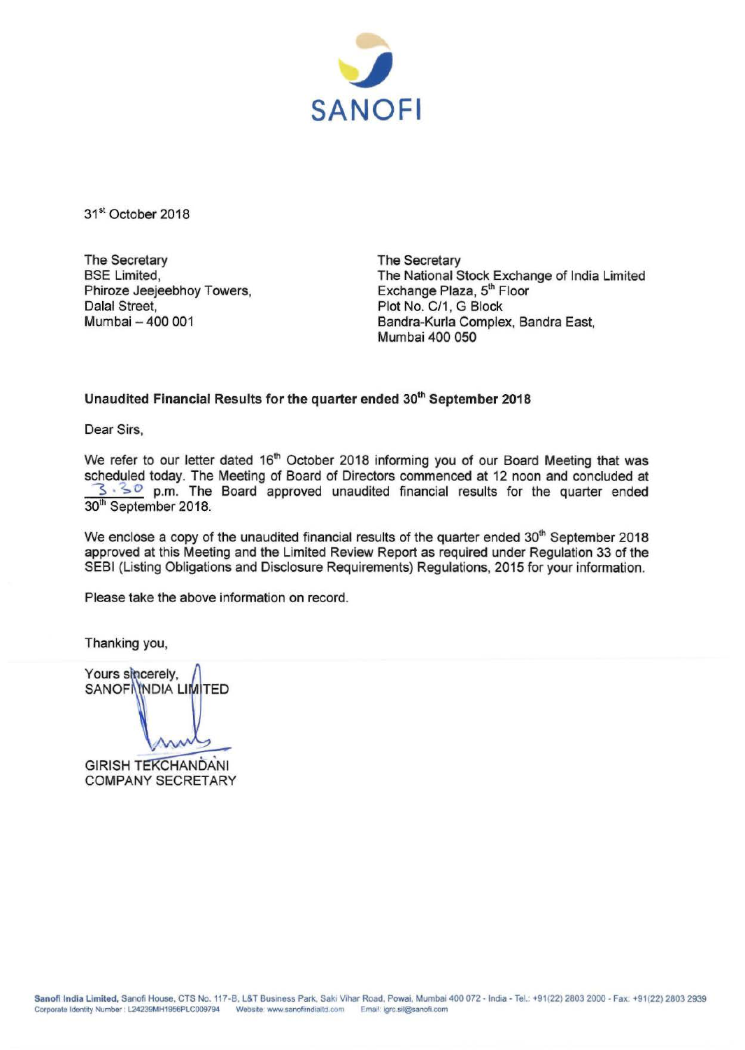SANOFI

31st October 2018

The Secretary
BSE Limited,
Phiroze Jeejeebhoy Towers,
Dalal Street,
Mumbai – 400 001

The Secretary
The National Stock Exchange of India Limited
Exchange Plaza, 5th Floor
Plot No. C/1, G Block
Bandra-Kurla Complex, Bandra East,
Mumbai 400 050

**Unaudited Financial Results for the quarter ended 30th September 2018**

Dear Sirs,

We refer to our letter dated 16th October 2018 informing you of our Board Meeting that was scheduled today. The Meeting of Board of Directors commenced at 12 noon and concluded at 3.30 p.m. The Board approved unaudited financial results for the quarter ended 30th September 2018.

We enclose a copy of the unaudited financial results of the quarter ended 30th September 2018 approved at this Meeting and the Limited Review Report as required under Regulation 33 of the SEBI (Listing Obligations and Disclosure Requirements) Regulations, 2015 for your information.

Please take the above information on record.

Thanking you,

Yours sincerely,
SANOFI INDIA LIMITED

GIRISH TEKCHANDANI
COMPANY SECRETARY

**Sanofi India Limited**, Sanofi House, CTS No. 117-B, L&T Business Park, Saki Vihar Road, Powai, Mumbai 400 072 - India - Tel.: +91(22) 2803 2000 - Fax: +91(22) 2803 2939
Corporate Identity Number : L24239MH1956PLC009794 Website: www.sanofiindialtd.com Email: igrc.sil@sanofi.com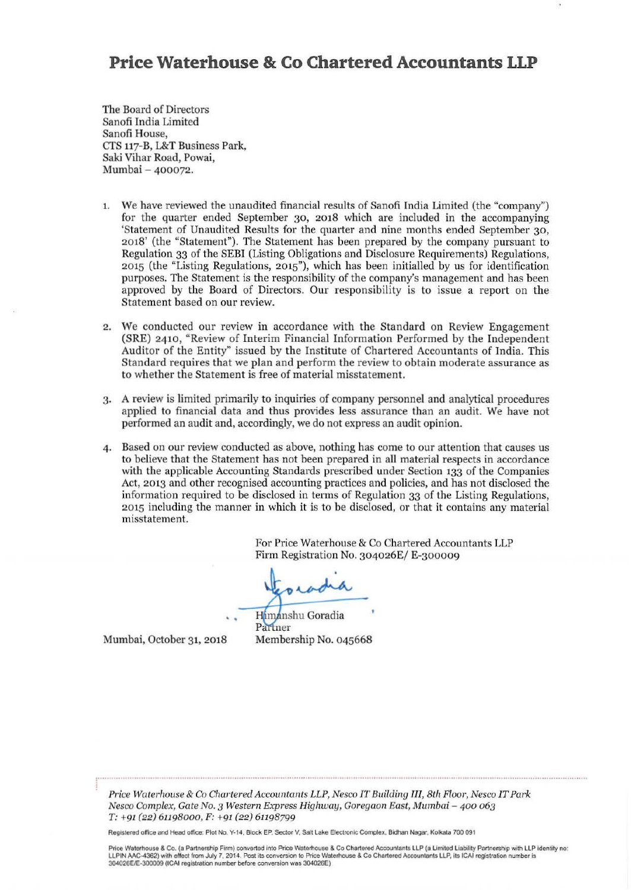# Price Waterhouse & Co Chartered Accountants LLP

The Board of Directors
Sanofi India Limited
Sanofi House,
CTS 117-B, L&T Business Park,
Saki Vihar Road, Powai,
Mumbai – 400072.

1. We have reviewed the unaudited financial results of Sanofi India Limited (the "company") for the quarter ended September 30, 2018 which are included in the accompanying 'Statement of Unaudited Results for the quarter and nine months ended September 30, 2018' (the "Statement"). The Statement has been prepared by the company pursuant to Regulation 33 of the SEBI (Listing Obligations and Disclosure Requirements) Regulations, 2015 (the "Listing Regulations, 2015"), which has been initialled by us for identification purposes. The Statement is the responsibility of the company's management and has been approved by the Board of Directors. Our responsibility is to issue a report on the Statement based on our review.

2. We conducted our review in accordance with the Standard on Review Engagement (SRE) 2410, "Review of Interim Financial Information Performed by the Independent Auditor of the Entity" issued by the Institute of Chartered Accountants of India. This Standard requires that we plan and perform the review to obtain moderate assurance as to whether the Statement is free of material misstatement.

3. A review is limited primarily to inquiries of company personnel and analytical procedures applied to financial data and thus provides less assurance than an audit. We have not performed an audit and, accordingly, we do not express an audit opinion.

4. Based on our review conducted as above, nothing has come to our attention that causes us to believe that the Statement has not been prepared in all material respects in accordance with the applicable Accounting Standards prescribed under Section 133 of the Companies Act, 2013 and other recognised accounting practices and policies, and has not disclosed the information required to be disclosed in terms of Regulation 33 of the Listing Regulations, 2015 including the manner in which it is to be disclosed, or that it contains any material misstatement.

For Price Waterhouse & Co Chartered Accountants LLP
Firm Registration No. 304026E/ E-300009

Himanshu Goradia
Partner
Membership No. 045668

Mumbai, October 31, 2018

*Price Waterhouse & Co Chartered Accountants LLP, Nesco IT Building III, 8th Floor, Nesco IT Park Nesco Complex, Gate No. 3 Western Express Highway, Goregaon East, Mumbai – 400 063*
*T: +91 (22) 61198000, F: +91 (22) 61198799*

Registered office and Head office: Plot No. Y-14, Block EP, Sector V, Salt Lake Electronic Complex, Bidhan Nagar, Kolkata 700 091

Price Waterhouse & Co. (a Partnership Firm) converted into Price Waterhouse & Co Chartered Accountants LLP (a Limited Liability Partnership with LLP identity no: LLPIN AAC-4362) with effect from July 7, 2014. Post its conversion to Price Waterhouse & Co Chartered Accountants LLP, its ICAI registration number is 304026E/E-300009 (ICAI registration number before conversion was 304026E)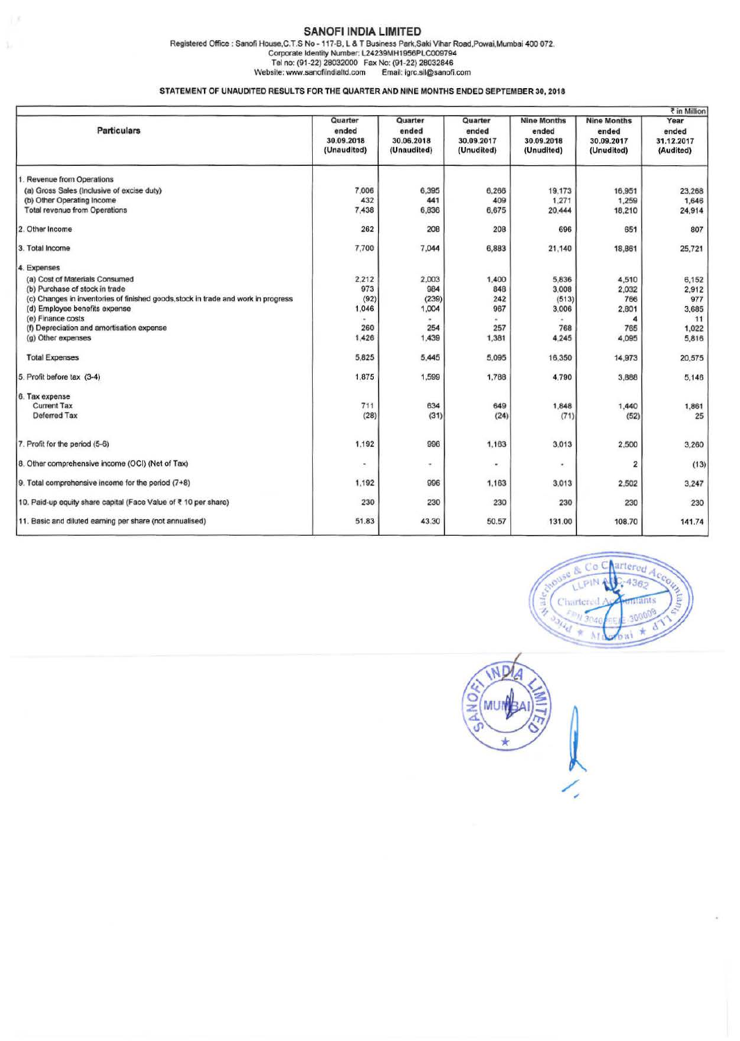# SANOFI INDIA LIMITED

Registered Office : Sanofi House,C.T.S No - 117-B, L & T Business Park,Saki Vihar Road,Powai,Mumbai 400 072.
Corporate Identity Number: L24239MH1956PLC009794
Tel no: (91-22) 28032000 Fax No: (91-22) 28032846
Website: www.sanofiindialtd.com Email: igrc.sil@sanofi.com

## STATEMENT OF UNAUDITED RESULTS FOR THE QUARTER AND NINE MONTHS ENDED SEPTEMBER 30, 2018

₹ in Million

| Particulars | Quarter ended 30.09.2018 (Unaudited) | Quarter ended 30.06.2018 (Unaudited) | Quarter ended 30.09.2017 (Unudited) | Nine Months ended 30.09.2018 (Unudited) | Nine Months ended 30.09.2017 (Unudited) | Year ended 31.12.2017 (Audited) |
|---|---|---|---|---|---|---|
| 1. Revenue from Operations | | | | | | |
| (a) Gross Sales (Inclusive of excise duty) | 7,006 | 6,395 | 6,266 | 19,173 | 16,951 | 23,268 |
| (b) Other Operating Income | 432 | 441 | 409 | 1,271 | 1,259 | 1,646 |
| Total revenue from Operations | 7,438 | 6,836 | 6,675 | 20,444 | 18,210 | 24,914 |
| 2. Other Income | 262 | 208 | 208 | 696 | 651 | 807 |
| 3. Total Income | 7,700 | 7,044 | 6,883 | 21,140 | 18,861 | 25,721 |
| 4. Expenses | | | | | | |
| (a) Cost of Materials Consumed | 2,212 | 2,003 | 1,400 | 5,836 | 4,510 | 6,152 |
| (b) Purchase of stock in trade | 973 | 984 | 848 | 3,008 | 2,032 | 2,912 |
| (c) Changes in inventories of finished goods,stock in trade and work in progress | (92) | (239) | 242 | (513) | 766 | 977 |
| (d) Employee benefits expense | 1,046 | 1,004 | 967 | 3,006 | 2,801 | 3,685 |
| (e) Finance costs | - | - | - | - | 4 | 11 |
| (f) Depreciation and amortisation expense | 260 | 254 | 257 | 768 | 765 | 1,022 |
| (g) Other expenses | 1,426 | 1,439 | 1,381 | 4,245 | 4,095 | 5,816 |
| Total Expenses | 5,825 | 5,445 | 5,095 | 16,350 | 14,973 | 20,575 |
| 5. Profit before tax (3-4) | 1,875 | 1,599 | 1,788 | 4,790 | 3,888 | 5,146 |
| 6. Tax expense | | | | | | |
| Current Tax | 711 | 634 | 649 | 1,848 | 1,440 | 1,861 |
| Deferred Tax | (28) | (31) | (24) | (71) | (52) | 25 |
| 7. Profit for the period (5-6) | 1,192 | 996 | 1,163 | 3,013 | 2,500 | 3,260 |
| 8. Other comprehensive income (OCI) (Net of Tax) | - | - | - | - | 2 | (13) |
| 9. Total comprehensive income for the period (7+8) | 1,192 | 996 | 1,163 | 3,013 | 2,502 | 3,247 |
| 10. Paid-up equity share capital (Face Value of ₹ 10 per share) | 230 | 230 | 230 | 230 | 230 | 230 |
| 11. Basic and diluted earning per share (not annualised) | 51.83 | 43.30 | 50.57 | 131.00 | 108.70 | 141.74 |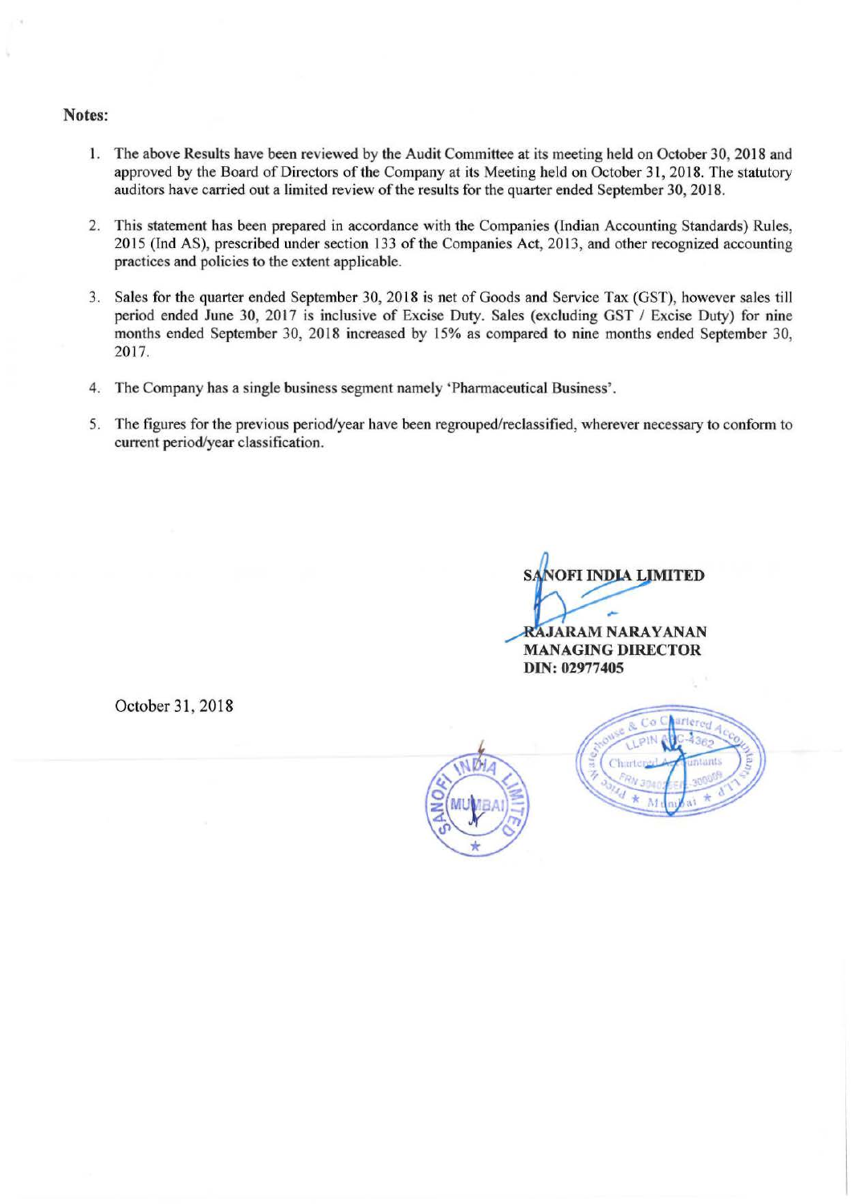**Notes:**

1. The above Results have been reviewed by the Audit Committee at its meeting held on October 30, 2018 and approved by the Board of Directors of the Company at its Meeting held on October 31, 2018. The statutory auditors have carried out a limited review of the results for the quarter ended September 30, 2018.

2. This statement has been prepared in accordance with the Companies (Indian Accounting Standards) Rules, 2015 (Ind AS), prescribed under section 133 of the Companies Act, 2013, and other recognized accounting practices and policies to the extent applicable.

3. Sales for the quarter ended September 30, 2018 is net of Goods and Service Tax (GST), however sales till period ended June 30, 2017 is inclusive of Excise Duty. Sales (excluding GST / Excise Duty) for nine months ended September 30, 2018 increased by 15% as compared to nine months ended September 30, 2017.

4. The Company has a single business segment namely 'Pharmaceutical Business'.

5. The figures for the previous period/year have been regrouped/reclassified, wherever necessary to conform to current period/year classification.

**SANOFI INDIA LIMITED**

**RAJARAM NARAYANAN**
**MANAGING DIRECTOR**
**DIN: 02977405**

October 31, 2018